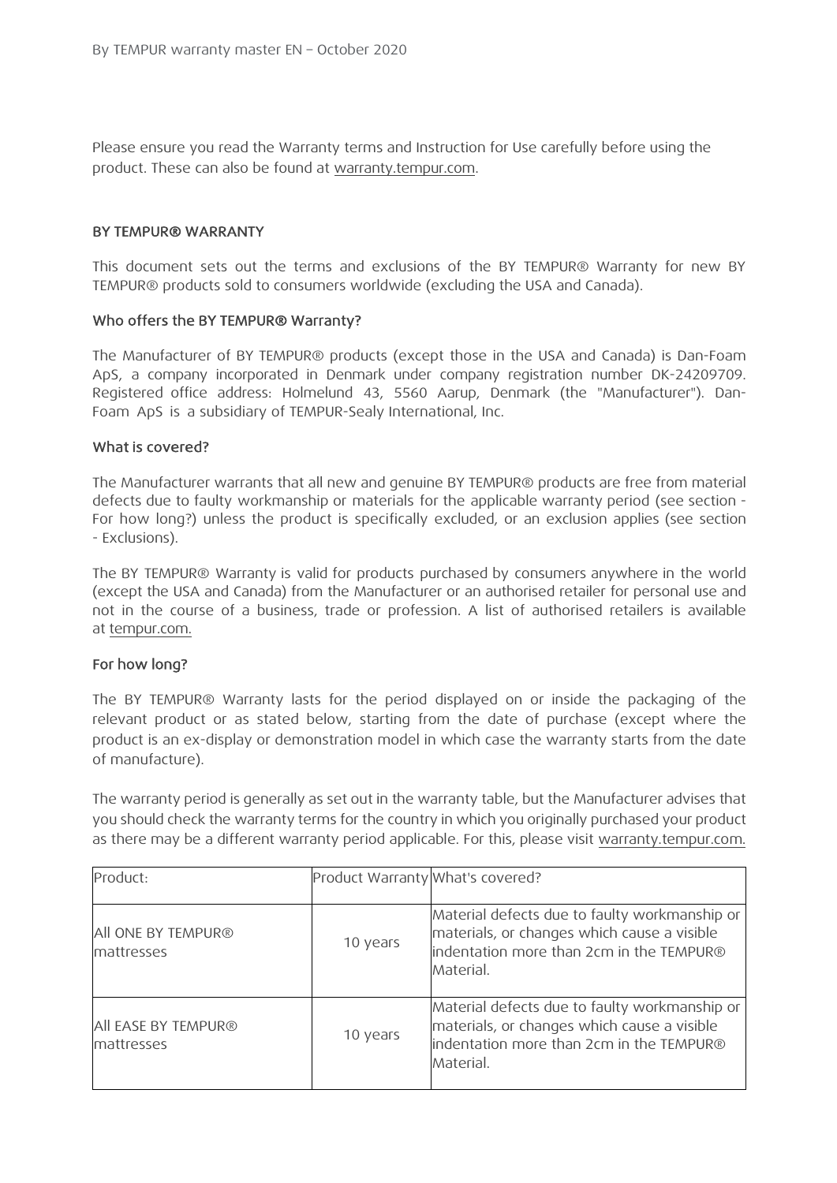Please ensure you read the Warranty terms and Instruction for Use carefully before using the product. These can also be found at warranty.tempur.com.

## BY TEMPUR® WARRANTY

This document sets out the terms and exclusions of the BY TEMPUR® Warranty for new BY TEMPUR® products sold to consumers worldwide (excluding the USA and Canada).

### Who offers the BY TEMPUR® Warranty?

The Manufacturer of BY TEMPUR® products (except those in the USA and Canada) is Dan-Foam ApS, a company incorporated in Denmark under company registration number DK-24209709. Registered office address: Holmelund 43, 5560 Aarup, Denmark (the "Manufacturer"). Dan-Foam ApS is a subsidiary of TEMPUR-Sealy International, Inc.

### What is covered?

The Manufacturer warrants that all new and genuine BY TEMPUR® products are free from material defects due to faulty workmanship or materials for the applicable warranty period (see section - For how long?) unless the product is specifically excluded, or an exclusion applies (see section - Exclusions).

The BY TEMPUR® Warranty is valid for products purchased by consumers anywhere in the world (except the USA and Canada) from the Manufacturer or an authorised retailer for personal use and not in the course of a business, trade or profession. A list of authorised retailers is available at tempur.com.

### For how long?

The BY TEMPUR® Warranty lasts for the period displayed on or inside the packaging of the relevant product or as stated below, starting from the date of purchase (except where the product is an ex-display or demonstration model in which case the warranty starts from the date of manufacture).

The warranty period is generally as set out in the warranty table, but the Manufacturer advises that you should check the warranty terms for the country in which you originally purchased your product as there may be a different warranty period applicable. For this, please visit warranty.tempur.com.

| Product: | Product Warranty | What's covered? |
|---|---|---|
| All ONE BY TEMPUR® mattresses | 10 years | Material defects due to faulty workmanship or materials, or changes which cause a visible indentation more than 2cm in the TEMPUR® Material. |
| All EASE BY TEMPUR® mattresses | 10 years | Material defects due to faulty workmanship or materials, or changes which cause a visible indentation more than 2cm in the TEMPUR® Material. |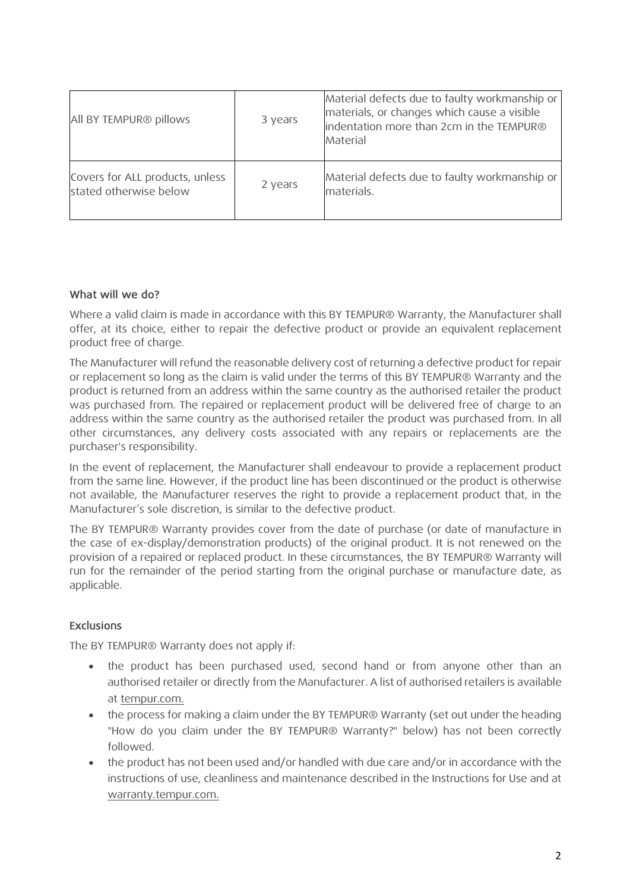| | | |
|---|---|---|
| All BY TEMPUR® pillows | 3 years | Material defects due to faulty workmanship or materials, or changes which cause a visible indentation more than 2cm in the TEMPUR® Material |
| Covers for ALL products, unless stated otherwise below | 2 years | Material defects due to faulty workmanship or materials. |

### What will we do?

Where a valid claim is made in accordance with this BY TEMPUR® Warranty, the Manufacturer shall offer, at its choice, either to repair the defective product or provide an equivalent replacement product free of charge.

The Manufacturer will refund the reasonable delivery cost of returning a defective product for repair or replacement so long as the claim is valid under the terms of this BY TEMPUR® Warranty and the product is returned from an address within the same country as the authorised retailer the product was purchased from. The repaired or replacement product will be delivered free of charge to an address within the same country as the authorised retailer the product was purchased from. In all other circumstances, any delivery costs associated with any repairs or replacements are the purchaser's responsibility.

In the event of replacement, the Manufacturer shall endeavour to provide a replacement product from the same line. However, if the product line has been discontinued or the product is otherwise not available, the Manufacturer reserves the right to provide a replacement product that, in the Manufacturer's sole discretion, is similar to the defective product.

The BY TEMPUR® Warranty provides cover from the date of purchase (or date of manufacture in the case of ex-display/demonstration products) of the original product. It is not renewed on the provision of a repaired or replaced product. In these circumstances, the BY TEMPUR® Warranty will run for the remainder of the period starting from the original purchase or manufacture date, as applicable.

### Exclusions

The BY TEMPUR® Warranty does not apply if:

- the product has been purchased used, second hand or from anyone other than an authorised retailer or directly from the Manufacturer. A list of authorised retailers is available at tempur.com.
- the process for making a claim under the BY TEMPUR® Warranty (set out under the heading "How do you claim under the BY TEMPUR® Warranty?" below) has not been correctly followed.
- the product has not been used and/or handled with due care and/or in accordance with the instructions of use, cleanliness and maintenance described in the Instructions for Use and at warranty.tempur.com.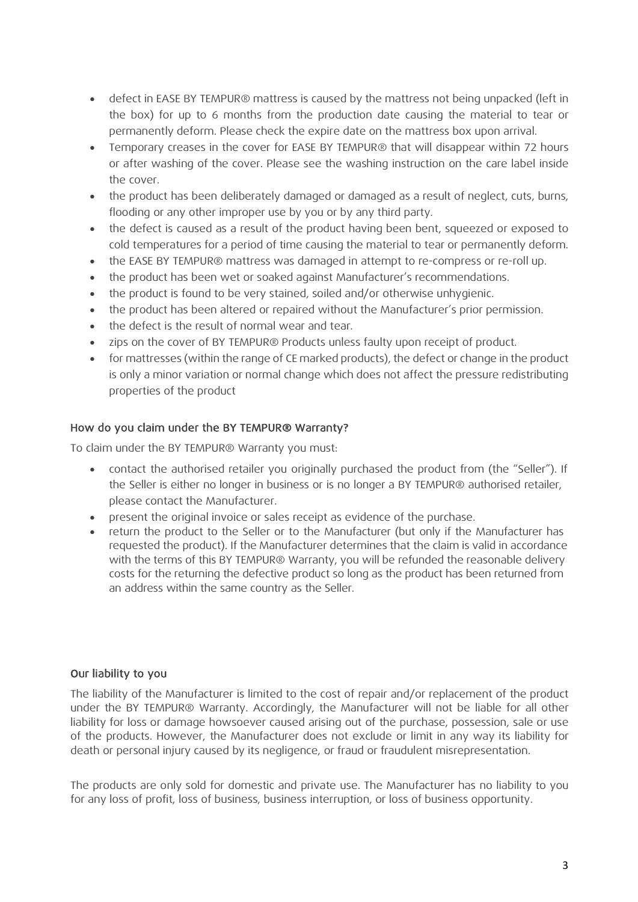- defect in EASE BY TEMPUR® mattress is caused by the mattress not being unpacked (left in the box) for up to 6 months from the production date causing the material to tear or permanently deform. Please check the expire date on the mattress box upon arrival.
- Temporary creases in the cover for EASE BY TEMPUR® that will disappear within 72 hours or after washing of the cover. Please see the washing instruction on the care label inside the cover.
- the product has been deliberately damaged or damaged as a result of neglect, cuts, burns, flooding or any other improper use by you or by any third party.
- the defect is caused as a result of the product having been bent, squeezed or exposed to cold temperatures for a period of time causing the material to tear or permanently deform.
- the EASE BY TEMPUR® mattress was damaged in attempt to re-compress or re-roll up.
- the product has been wet or soaked against Manufacturer's recommendations.
- the product is found to be very stained, soiled and/or otherwise unhygienic.
- the product has been altered or repaired without the Manufacturer's prior permission.
- the defect is the result of normal wear and tear.
- zips on the cover of BY TEMPUR® Products unless faulty upon receipt of product.
- for mattresses (within the range of CE marked products), the defect or change in the product is only a minor variation or normal change which does not affect the pressure redistributing properties of the product

### How do you claim under the BY TEMPUR® Warranty?

To claim under the BY TEMPUR® Warranty you must:

- contact the authorised retailer you originally purchased the product from (the "Seller"). If the Seller is either no longer in business or is no longer a BY TEMPUR® authorised retailer, please contact the Manufacturer.
- present the original invoice or sales receipt as evidence of the purchase.
- return the product to the Seller or to the Manufacturer (but only if the Manufacturer has requested the product). If the Manufacturer determines that the claim is valid in accordance with the terms of this BY TEMPUR® Warranty, you will be refunded the reasonable delivery costs for the returning the defective product so long as the product has been returned from an address within the same country as the Seller.

### Our liability to you

The liability of the Manufacturer is limited to the cost of repair and/or replacement of the product under the BY TEMPUR® Warranty. Accordingly, the Manufacturer will not be liable for all other liability for loss or damage howsoever caused arising out of the purchase, possession, sale or use of the products. However, the Manufacturer does not exclude or limit in any way its liability for death or personal injury caused by its negligence, or fraud or fraudulent misrepresentation.

The products are only sold for domestic and private use. The Manufacturer has no liability to you for any loss of profit, loss of business, business interruption, or loss of business opportunity.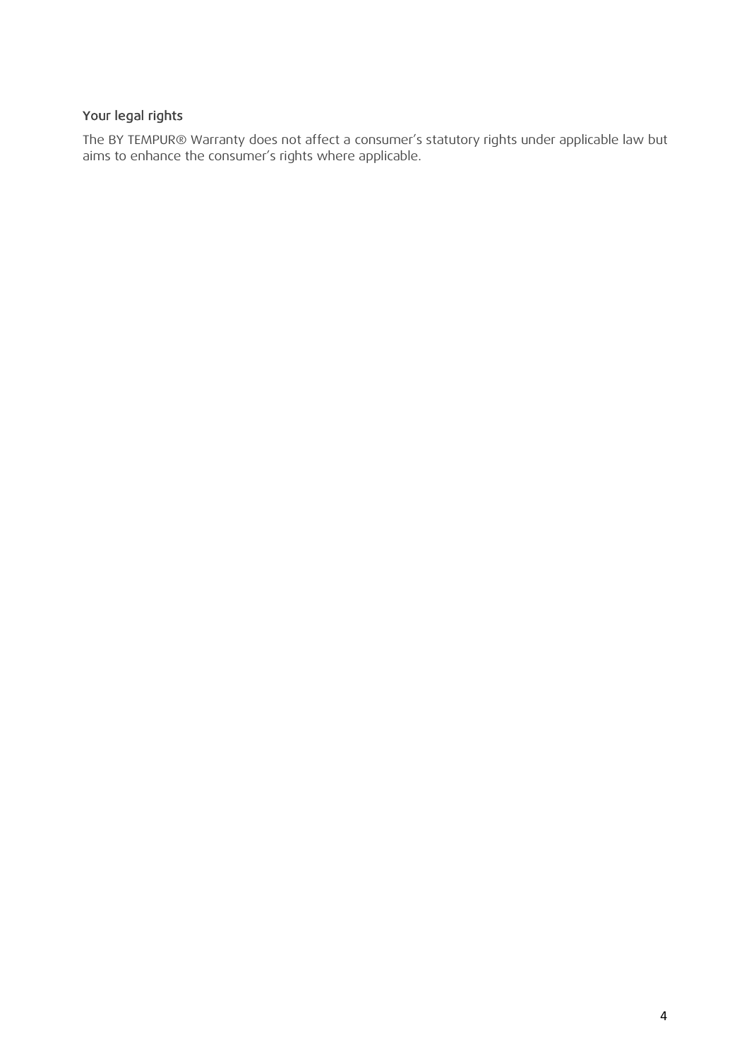### Your legal rights

The BY TEMPUR® Warranty does not affect a consumer's statutory rights under applicable law but aims to enhance the consumer's rights where applicable.